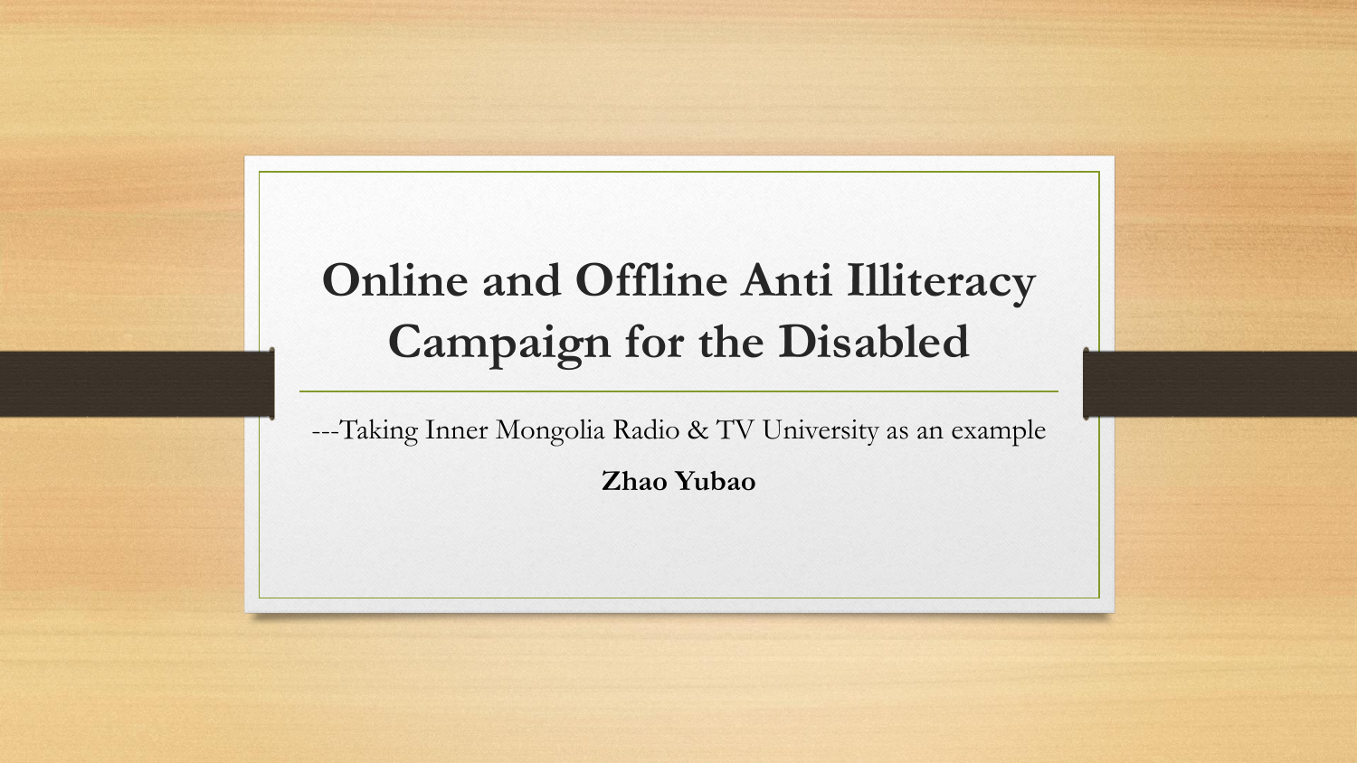# Online and Offline Anti Illiteracy Campaign for the Disabled

---Taking Inner Mongolia Radio & TV University as an example

**Zhao Yubao**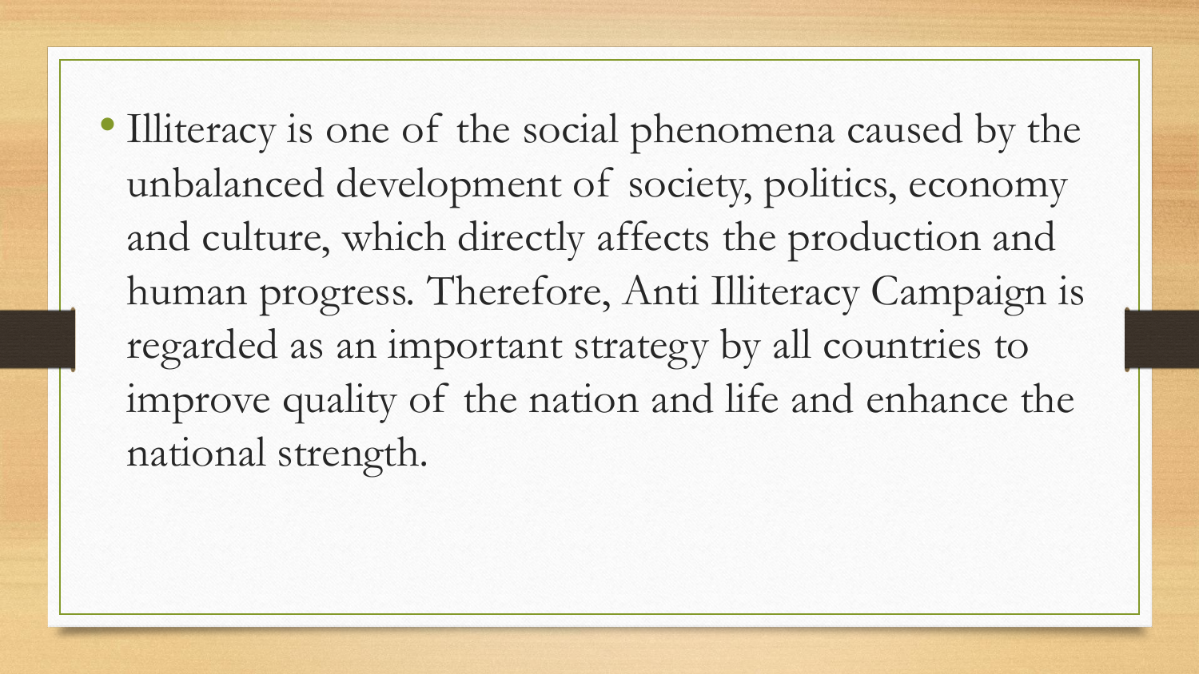- Illiteracy is one of the social phenomena caused by the unbalanced development of society, politics, economy and culture, which directly affects the production and human progress. Therefore, Anti Illiteracy Campaign is regarded as an important strategy by all countries to improve quality of the nation and life and enhance the national strength.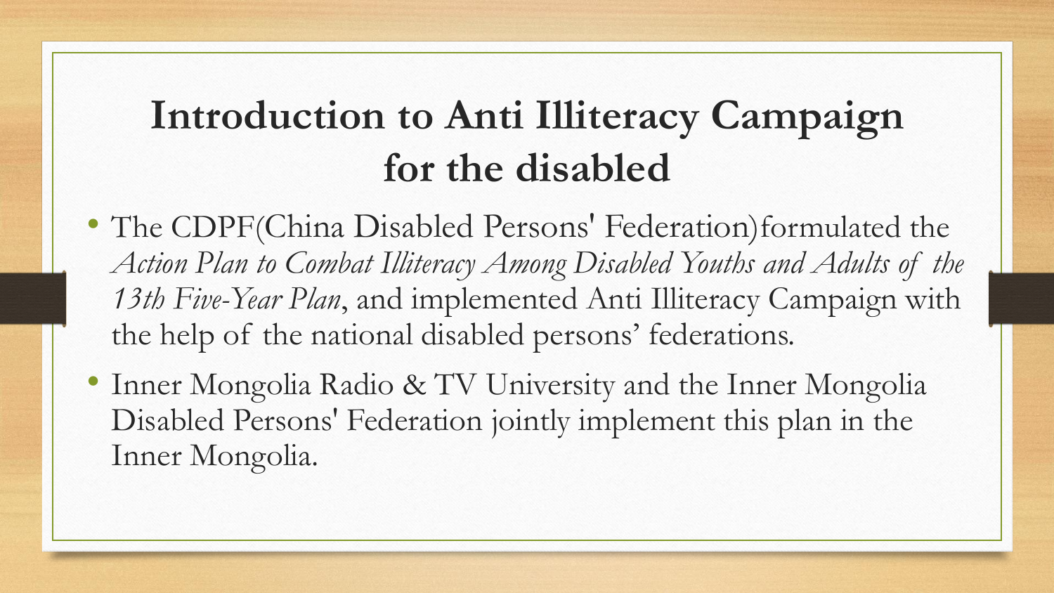# Introduction to Anti Illiteracy Campaign for the disabled

- The CDPF(China Disabled Persons' Federation)formulated the *Action Plan to Combat Illiteracy Among Disabled Youths and Adults of the 13th Five-Year Plan*, and implemented Anti Illiteracy Campaign with the help of the national disabled persons' federations.
- Inner Mongolia Radio & TV University and the Inner Mongolia Disabled Persons' Federation jointly implement this plan in the Inner Mongolia.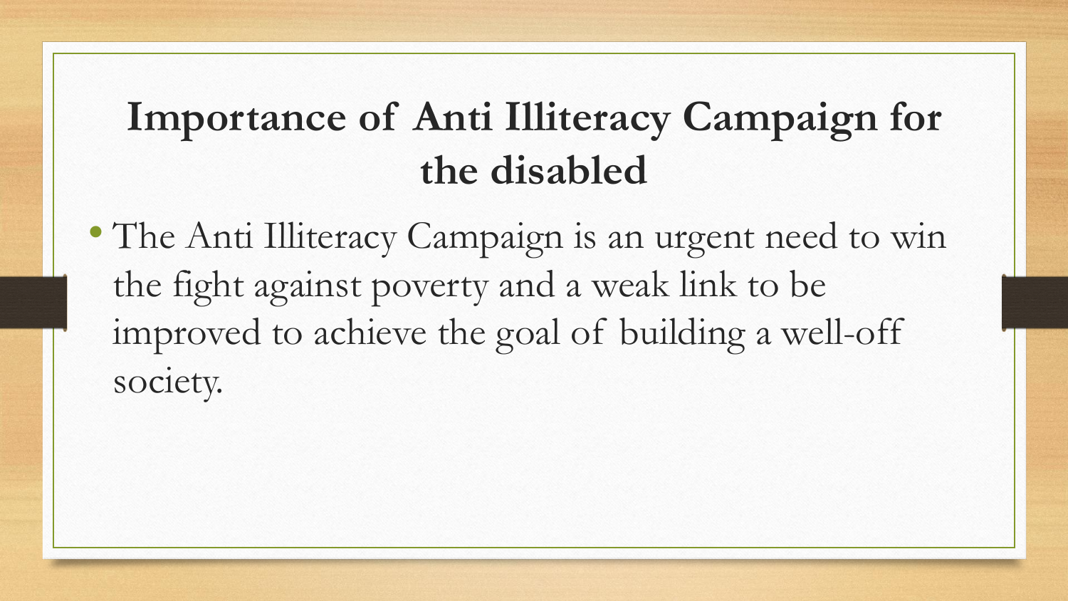# Importance of Anti Illiteracy Campaign for the disabled

- The Anti Illiteracy Campaign is an urgent need to win the fight against poverty and a weak link to be improved to achieve the goal of building a well-off society.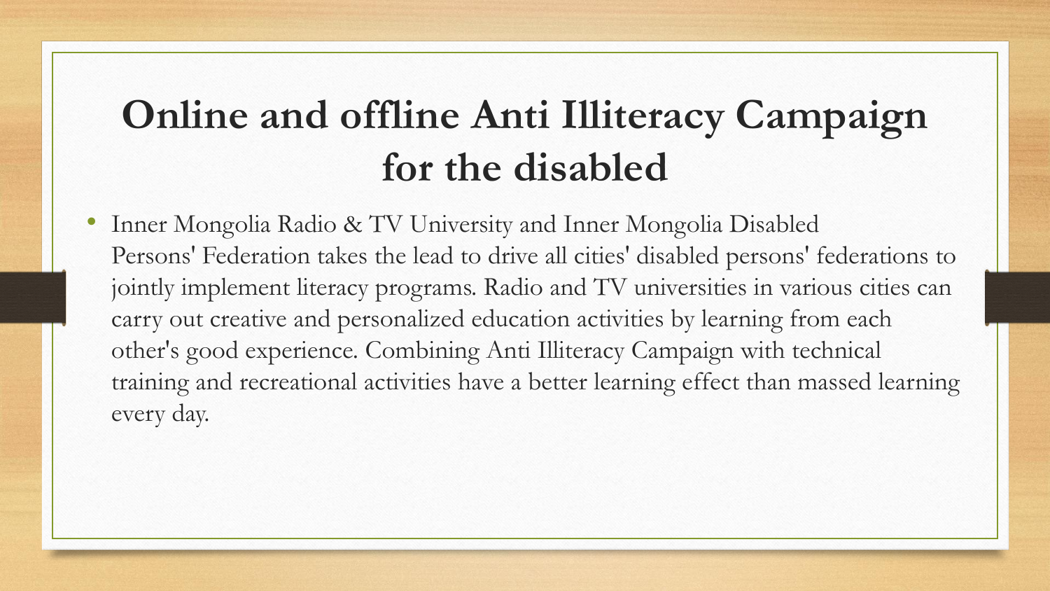# Online and offline Anti Illiteracy Campaign for the disabled

- Inner Mongolia Radio & TV University and Inner Mongolia Disabled Persons' Federation takes the lead to drive all cities' disabled persons' federations to jointly implement literacy programs. Radio and TV universities in various cities can carry out creative and personalized education activities by learning from each other's good experience. Combining Anti Illiteracy Campaign with technical training and recreational activities have a better learning effect than massed learning every day.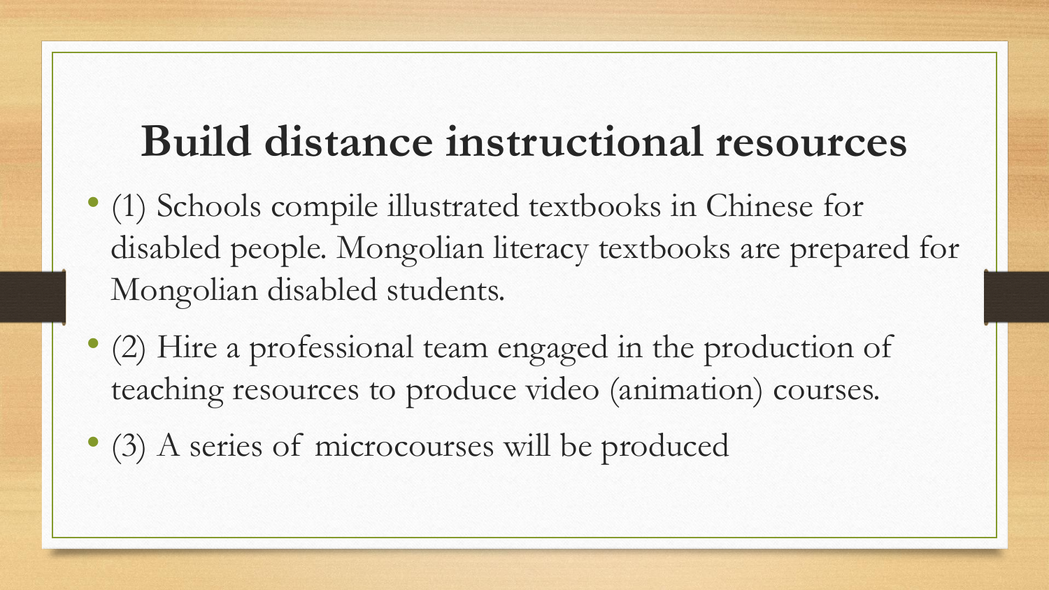# Build distance instructional resources

- (1) Schools compile illustrated textbooks in Chinese for disabled people. Mongolian literacy textbooks are prepared for Mongolian disabled students.
- (2) Hire a professional team engaged in the production of teaching resources to produce video (animation) courses.
- (3) A series of microcourses will be produced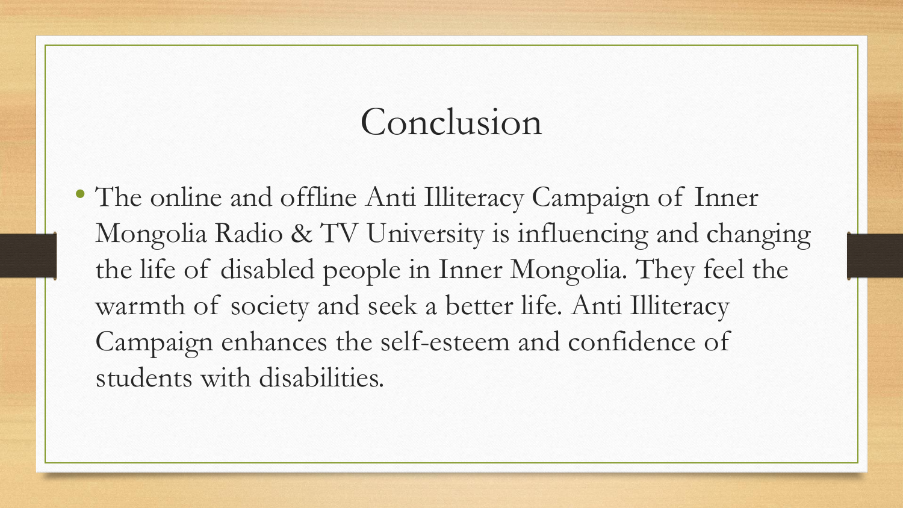# Conclusion

- The online and offline Anti Illiteracy Campaign of Inner Mongolia Radio & TV University is influencing and changing the life of disabled people in Inner Mongolia. They feel the warmth of society and seek a better life. Anti Illiteracy Campaign enhances the self-esteem and confidence of students with disabilities.